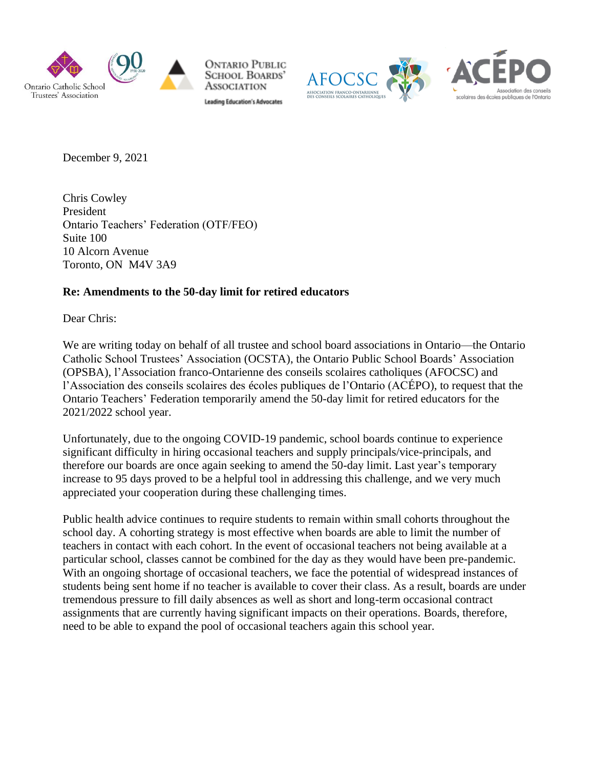December 9, 2021

Chris Cowley
President
Ontario Teachers' Federation (OTF/FEO)
Suite 100
10 Alcorn Avenue
Toronto, ON M4V 3A9

**Re: Amendments to the 50-day limit for retired educators**

Dear Chris:

We are writing today on behalf of all trustee and school board associations in Ontario—the Ontario Catholic School Trustees' Association (OCSTA), the Ontario Public School Boards' Association (OPSBA), l'Association franco-Ontarienne des conseils scolaires catholiques (AFOCSC) and l'Association des conseils scolaires des écoles publiques de l'Ontario (ACÉPO), to request that the Ontario Teachers' Federation temporarily amend the 50-day limit for retired educators for the 2021/2022 school year.

Unfortunately, due to the ongoing COVID-19 pandemic, school boards continue to experience significant difficulty in hiring occasional teachers and supply principals/vice-principals, and therefore our boards are once again seeking to amend the 50-day limit. Last year's temporary increase to 95 days proved to be a helpful tool in addressing this challenge, and we very much appreciated your cooperation during these challenging times.

Public health advice continues to require students to remain within small cohorts throughout the school day. A cohorting strategy is most effective when boards are able to limit the number of teachers in contact with each cohort. In the event of occasional teachers not being available at a particular school, classes cannot be combined for the day as they would have been pre-pandemic. With an ongoing shortage of occasional teachers, we face the potential of widespread instances of students being sent home if no teacher is available to cover their class. As a result, boards are under tremendous pressure to fill daily absences as well as short and long-term occasional contract assignments that are currently having significant impacts on their operations. Boards, therefore, need to be able to expand the pool of occasional teachers again this school year.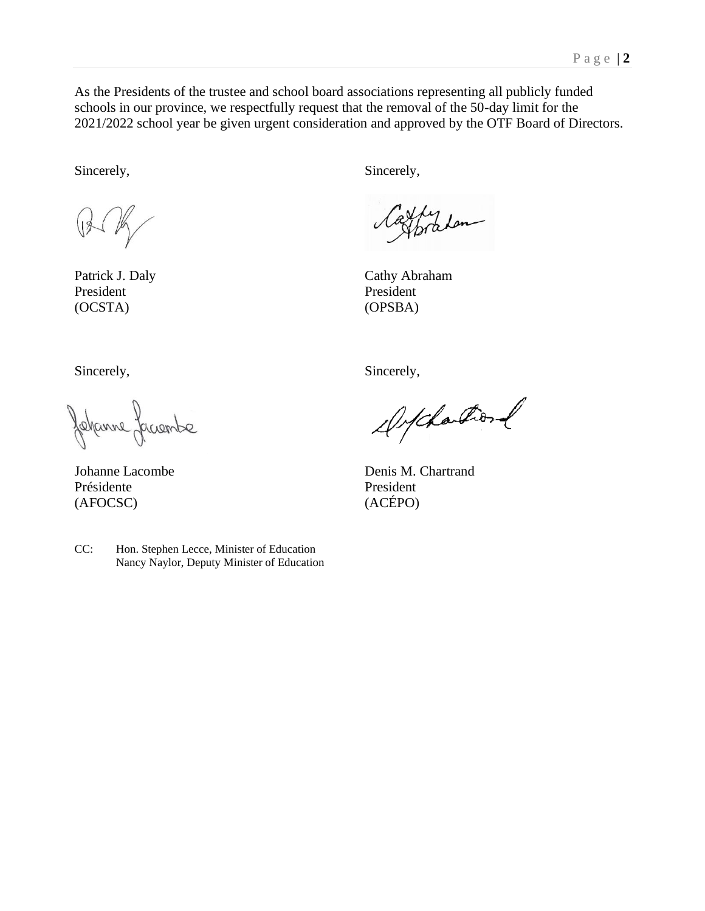As the Presidents of the trustee and school board associations representing all publicly funded schools in our province, we respectfully request that the removal of the 50-day limit for the 2021/2022 school year be given urgent consideration and approved by the OTF Board of Directors.

Sincerely,

Patrick J. Daly
President
(OCSTA)

Sincerely,

Cathy Abraham
President
(OPSBA)

Sincerely,

Johanne Lacombe
Présidente
(AFOCSC)

Sincerely,

Denis M. Chartrand
President
(ACÉPO)

CC: Hon. Stephen Lecce, Minister of Education
Nancy Naylor, Deputy Minister of Education